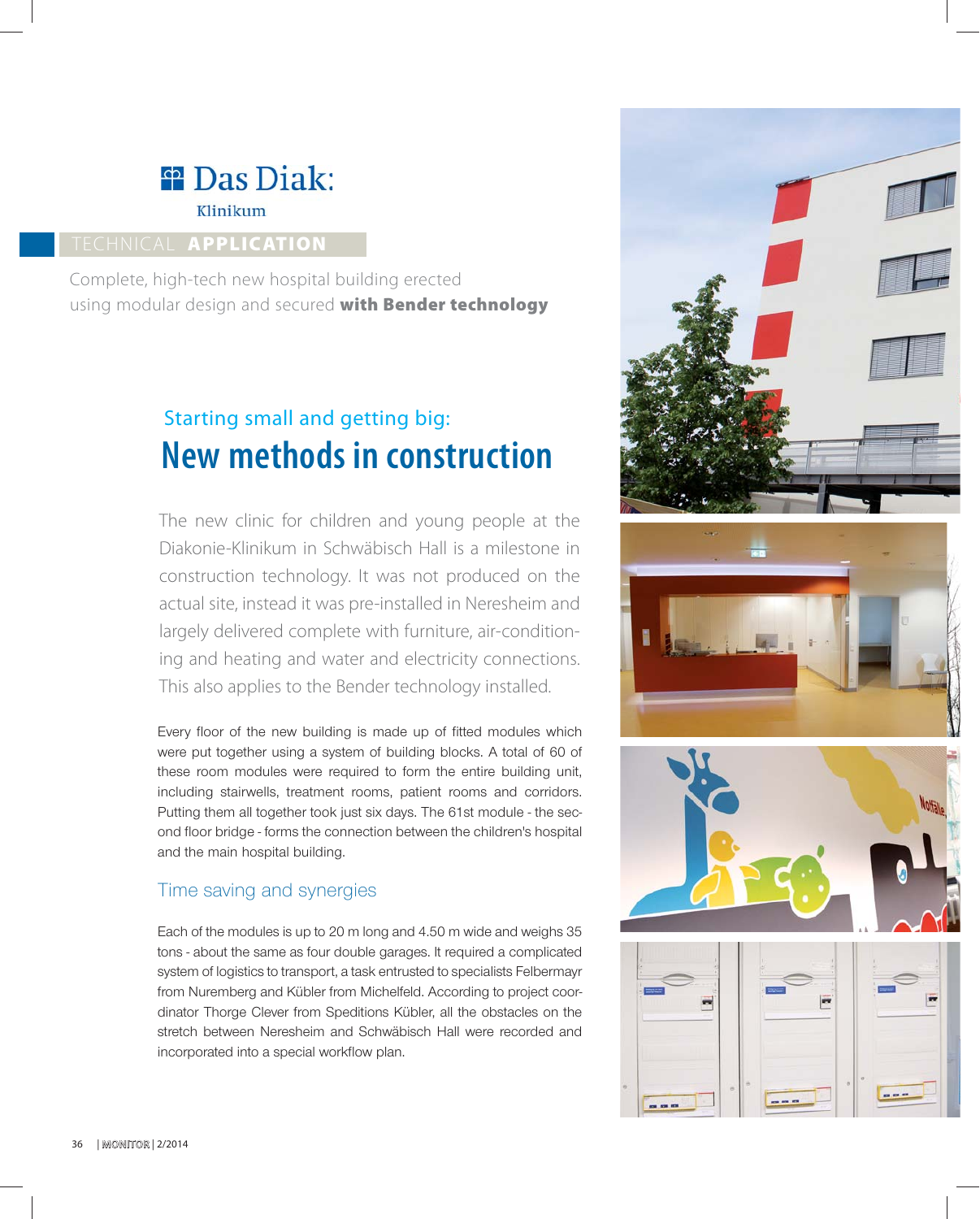Das Diak:
Klinikum

TECHNICAL **APPLICATION**

Complete, high-tech new hospital building erected using modular design and secured **with Bender technology**

## Starting small and getting big:

# New methods in construction

The new clinic for children and young people at the Diakonie-Klinikum in Schwäbisch Hall is a milestone in construction technology. It was not produced on the actual site, instead it was pre-installed in Neresheim and largely delivered complete with furniture, air-conditioning and heating and water and electricity connections. This also applies to the Bender technology installed.

Every floor of the new building is made up of fitted modules which were put together using a system of building blocks. A total of 60 of these room modules were required to form the entire building unit, including stairwells, treatment rooms, patient rooms and corridors. Putting them all together took just six days. The 61st module - the second floor bridge - forms the connection between the children's hospital and the main hospital building.

### Time saving and synergies

Each of the modules is up to 20 m long and 4.50 m wide and weighs 35 tons - about the same as four double garages. It required a complicated system of logistics to transport, a task entrusted to specialists Felbermayr from Nuremberg and Kübler from Michelfeld. According to project coordinator Thorge Clever from Speditions Kübler, all the obstacles on the stretch between Neresheim and Schwäbisch Hall were recorded and incorporated into a special workflow plan.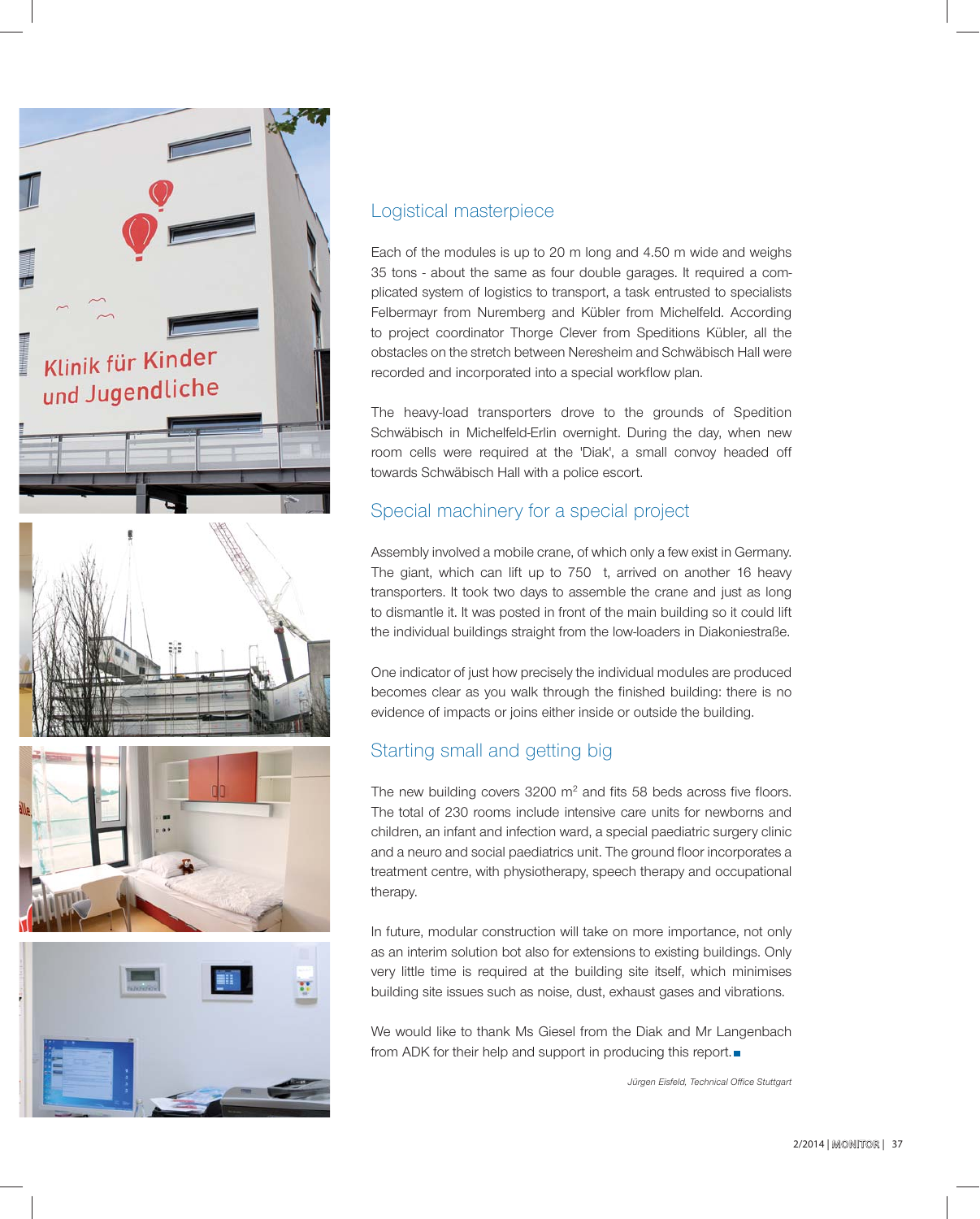## Logistical masterpiece

Each of the modules is up to 20 m long and 4.50 m wide and weighs 35 tons - about the same as four double garages. It required a complicated system of logistics to transport, a task entrusted to specialists Felbermayr from Nuremberg and Kübler from Michelfeld. According to project coordinator Thorge Clever from Speditions Kübler, all the obstacles on the stretch between Neresheim and Schwäbisch Hall were recorded and incorporated into a special workflow plan.

The heavy-load transporters drove to the grounds of Spedition Schwäbisch in Michelfeld-Erlin overnight. During the day, when new room cells were required at the 'Diak', a small convoy headed off towards Schwäbisch Hall with a police escort.

## Special machinery for a special project

Assembly involved a mobile crane, of which only a few exist in Germany. The giant, which can lift up to 750 t, arrived on another 16 heavy transporters. It took two days to assemble the crane and just as long to dismantle it. It was posted in front of the main building so it could lift the individual buildings straight from the low-loaders in Diakoniestraße.

One indicator of just how precisely the individual modules are produced becomes clear as you walk through the finished building: there is no evidence of impacts or joins either inside or outside the building.

## Starting small and getting big

The new building covers 3200 m$^2$ and fits 58 beds across five floors. The total of 230 rooms include intensive care units for newborns and children, an infant and infection ward, a special paediatric surgery clinic and a neuro and social paediatrics unit. The ground floor incorporates a treatment centre, with physiotherapy, speech therapy and occupational therapy.

In future, modular construction will take on more importance, not only as an interim solution bot also for extensions to existing buildings. Only very little time is required at the building site itself, which minimises building site issues such as noise, dust, exhaust gases and vibrations.

We would like to thank Ms Giesel from the Diak and Mr Langenbach from ADK for their help and support in producing this report. ■

*Jürgen Eisfeld, Technical Office Stuttgart*